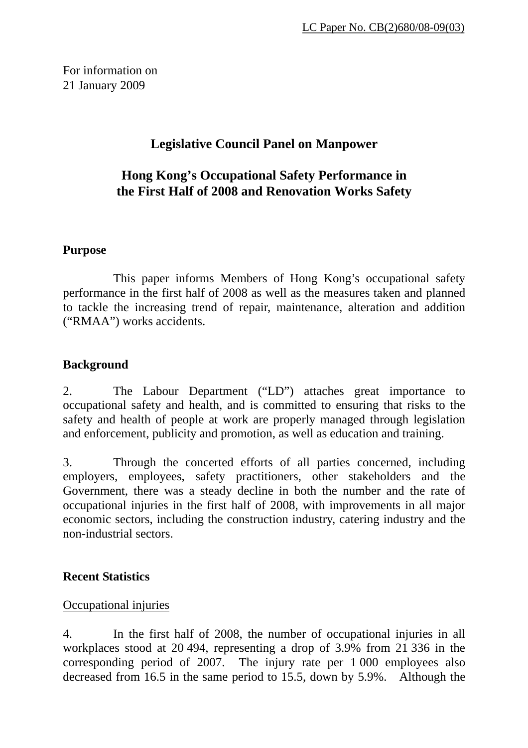LC Paper No. CB(2)680/08-09(03)

For information on
21 January 2009

# Legislative Council Panel on Manpower

## Hong Kong's Occupational Safety Performance in the First Half of 2008 and Renovation Works Safety

### Purpose

This paper informs Members of Hong Kong's occupational safety performance in the first half of 2008 as well as the measures taken and planned to tackle the increasing trend of repair, maintenance, alteration and addition ("RMAA") works accidents.

### Background

2. The Labour Department ("LD") attaches great importance to occupational safety and health, and is committed to ensuring that risks to the safety and health of people at work are properly managed through legislation and enforcement, publicity and promotion, as well as education and training.

3. Through the concerted efforts of all parties concerned, including employers, employees, safety practitioners, other stakeholders and the Government, there was a steady decline in both the number and the rate of occupational injuries in the first half of 2008, with improvements in all major economic sectors, including the construction industry, catering industry and the non-industrial sectors.

### Recent Statistics

Occupational injuries

4. In the first half of 2008, the number of occupational injuries in all workplaces stood at 20 494, representing a drop of 3.9% from 21 336 in the corresponding period of 2007. The injury rate per 1 000 employees also decreased from 16.5 in the same period to 15.5, down by 5.9%. Although the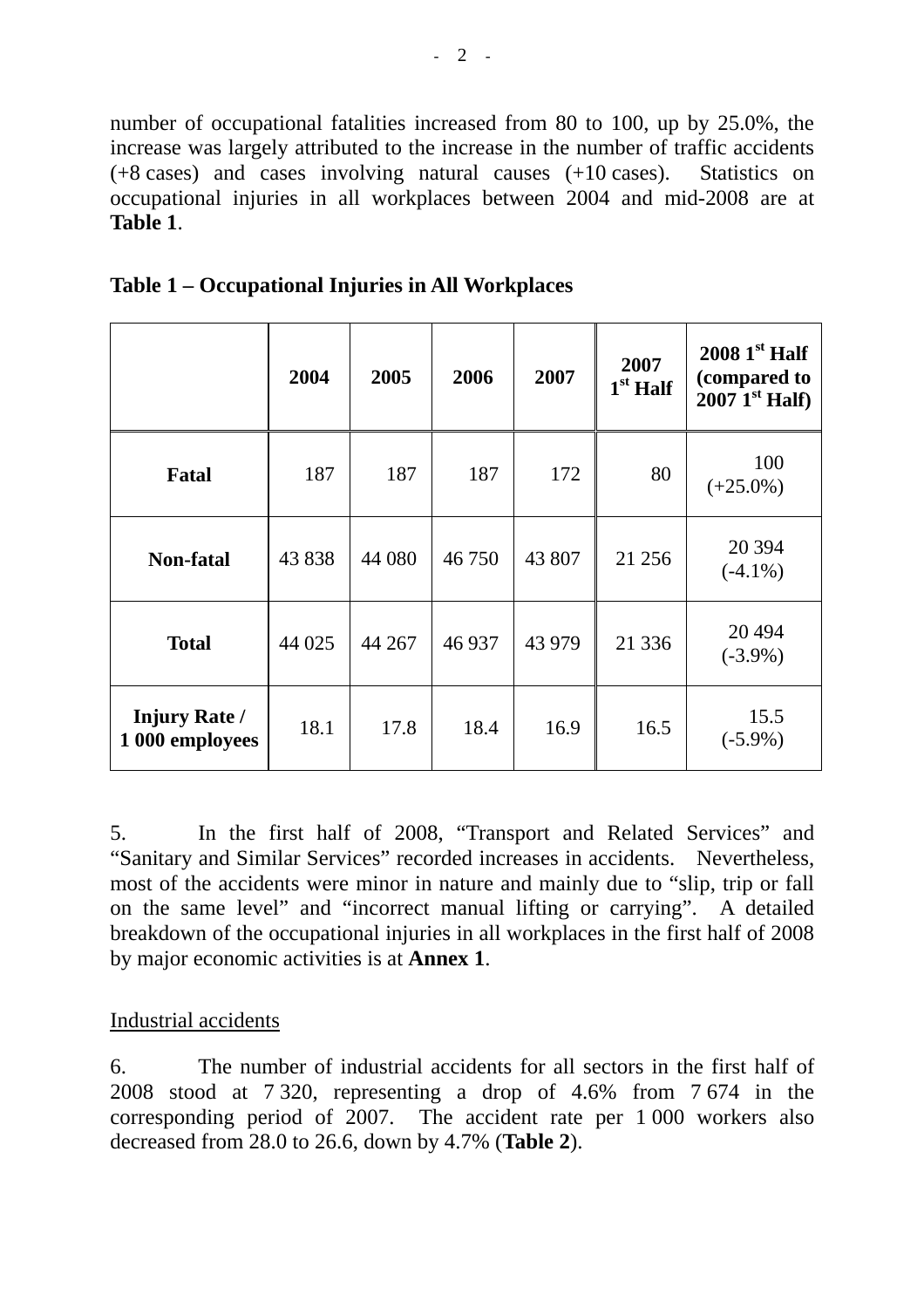number of occupational fatalities increased from 80 to 100, up by 25.0%, the increase was largely attributed to the increase in the number of traffic accidents (+8 cases) and cases involving natural causes (+10 cases). Statistics on occupational injuries in all workplaces between 2004 and mid-2008 are at **Table 1**.

**Table 1 – Occupational Injuries in All Workplaces**

| | 2004 | 2005 | 2006 | 2007 | 2007 1st Half | 2008 1st Half (compared to 2007 1st Half) |
|---|---|---|---|---|---|---|
| **Fatal** | 187 | 187 | 187 | 172 | 80 | 100 (+25.0%) |
| **Non-fatal** | 43 838 | 44 080 | 46 750 | 43 807 | 21 256 | 20 394 (-4.1%) |
| **Total** | 44 025 | 44 267 | 46 937 | 43 979 | 21 336 | 20 494 (-3.9%) |
| **Injury Rate / 1 000 employees** | 18.1 | 17.8 | 18.4 | 16.9 | 16.5 | 15.5 (-5.9%) |

5. In the first half of 2008, "Transport and Related Services" and "Sanitary and Similar Services" recorded increases in accidents. Nevertheless, most of the accidents were minor in nature and mainly due to "slip, trip or fall on the same level" and "incorrect manual lifting or carrying". A detailed breakdown of the occupational injuries in all workplaces in the first half of 2008 by major economic activities is at **Annex 1**.

Industrial accidents

6. The number of industrial accidents for all sectors in the first half of 2008 stood at 7 320, representing a drop of 4.6% from 7 674 in the corresponding period of 2007. The accident rate per 1 000 workers also decreased from 28.0 to 26.6, down by 4.7% (**Table 2**).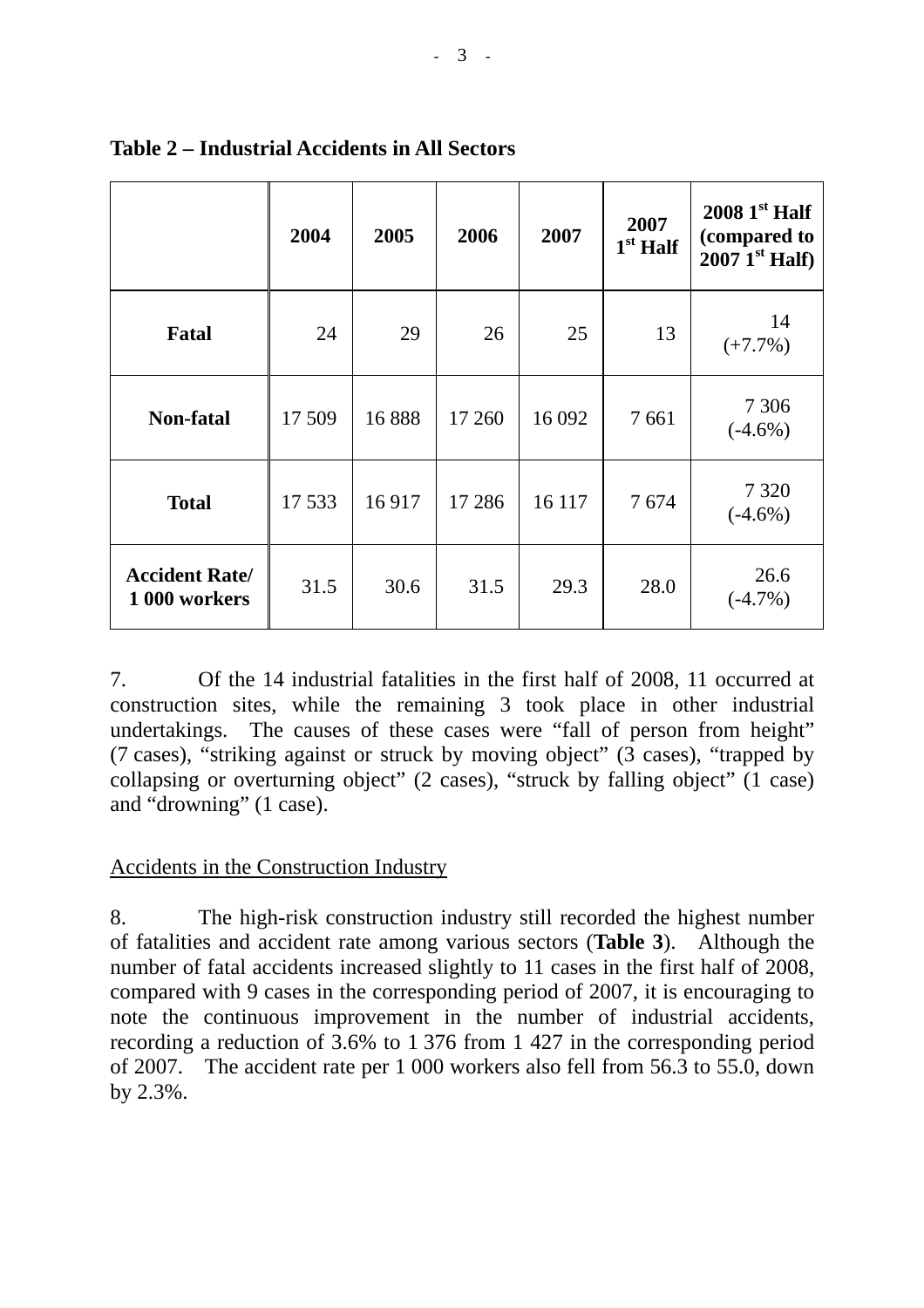**Table 2 – Industrial Accidents in All Sectors**

| | 2004 | 2005 | 2006 | 2007 | 2007 1st Half | 2008 1st Half (compared to 2007 1st Half) |
|---|---|---|---|---|---|---|
| **Fatal** | 24 | 29 | 26 | 25 | 13 | 14 (+7.7%) |
| **Non-fatal** | 17 509 | 16 888 | 17 260 | 16 092 | 7 661 | 7 306 (-4.6%) |
| **Total** | 17 533 | 16 917 | 17 286 | 16 117 | 7 674 | 7 320 (-4.6%) |
| **Accident Rate/ 1 000 workers** | 31.5 | 30.6 | 31.5 | 29.3 | 28.0 | 26.6 (-4.7%) |

7. Of the 14 industrial fatalities in the first half of 2008, 11 occurred at construction sites, while the remaining 3 took place in other industrial undertakings. The causes of these cases were "fall of person from height" (7 cases), "striking against or struck by moving object" (3 cases), "trapped by collapsing or overturning object" (2 cases), "struck by falling object" (1 case) and "drowning" (1 case).

Accidents in the Construction Industry

8. The high-risk construction industry still recorded the highest number of fatalities and accident rate among various sectors (**Table 3**). Although the number of fatal accidents increased slightly to 11 cases in the first half of 2008, compared with 9 cases in the corresponding period of 2007, it is encouraging to note the continuous improvement in the number of industrial accidents, recording a reduction of 3.6% to 1 376 from 1 427 in the corresponding period of 2007. The accident rate per 1 000 workers also fell from 56.3 to 55.0, down by 2.3%.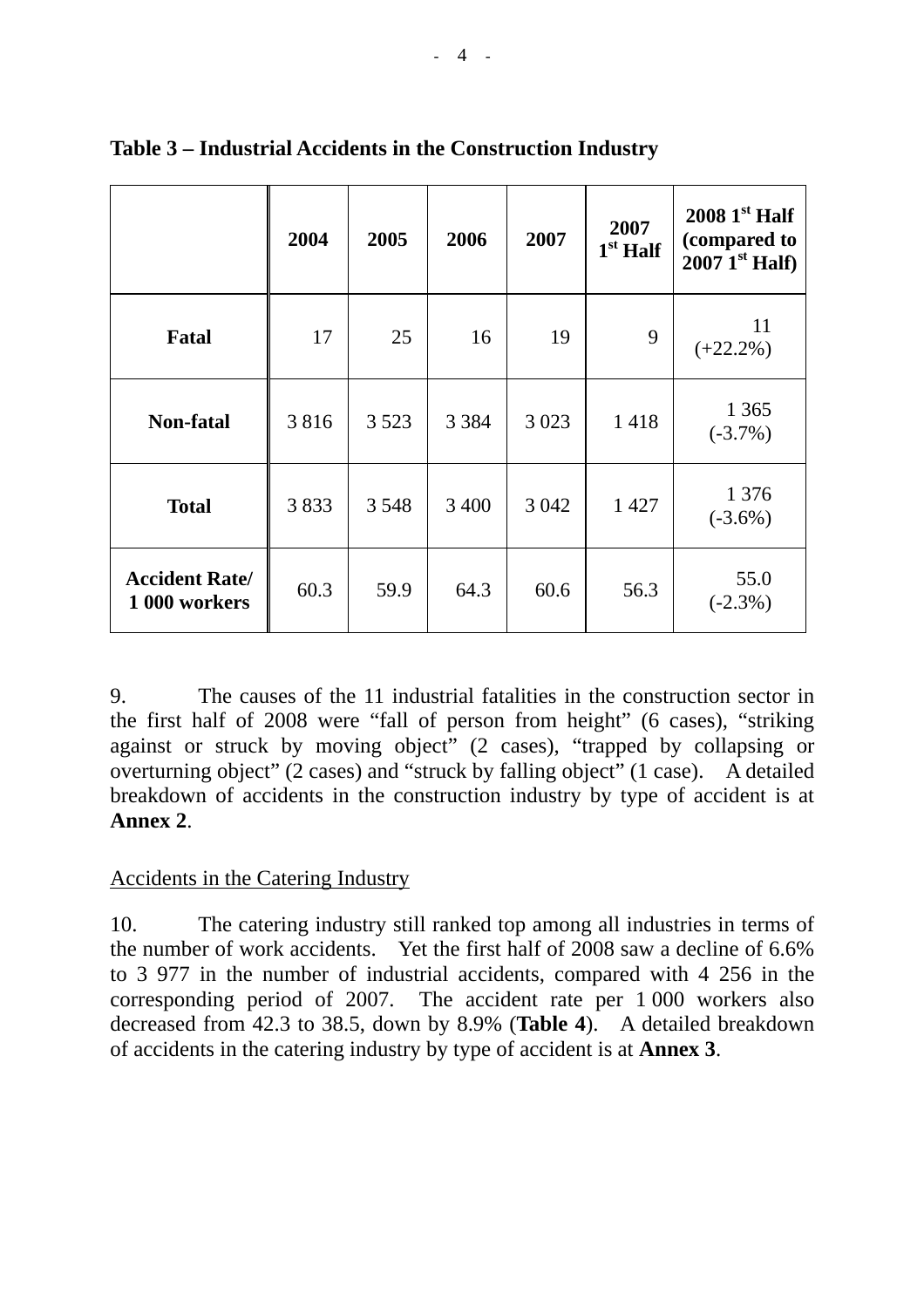**Table 3 – Industrial Accidents in the Construction Industry**

| | 2004 | 2005 | 2006 | 2007 | 2007 1st Half | 2008 1st Half (compared to 2007 1st Half) |
|---|---|---|---|---|---|---|
| **Fatal** | 17 | 25 | 16 | 19 | 9 | 11 (+22.2%) |
| **Non-fatal** | 3 816 | 3 523 | 3 384 | 3 023 | 1 418 | 1 365 (-3.7%) |
| **Total** | 3 833 | 3 548 | 3 400 | 3 042 | 1 427 | 1 376 (-3.6%) |
| **Accident Rate/ 1 000 workers** | 60.3 | 59.9 | 64.3 | 60.6 | 56.3 | 55.0 (-2.3%) |

9. The causes of the 11 industrial fatalities in the construction sector in the first half of 2008 were "fall of person from height" (6 cases), "striking against or struck by moving object" (2 cases), "trapped by collapsing or overturning object" (2 cases) and "struck by falling object" (1 case). A detailed breakdown of accidents in the construction industry by type of accident is at **Annex 2**.

Accidents in the Catering Industry

10. The catering industry still ranked top among all industries in terms of the number of work accidents. Yet the first half of 2008 saw a decline of 6.6% to 3 977 in the number of industrial accidents, compared with 4 256 in the corresponding period of 2007. The accident rate per 1 000 workers also decreased from 42.3 to 38.5, down by 8.9% (**Table 4**). A detailed breakdown of accidents in the catering industry by type of accident is at **Annex 3**.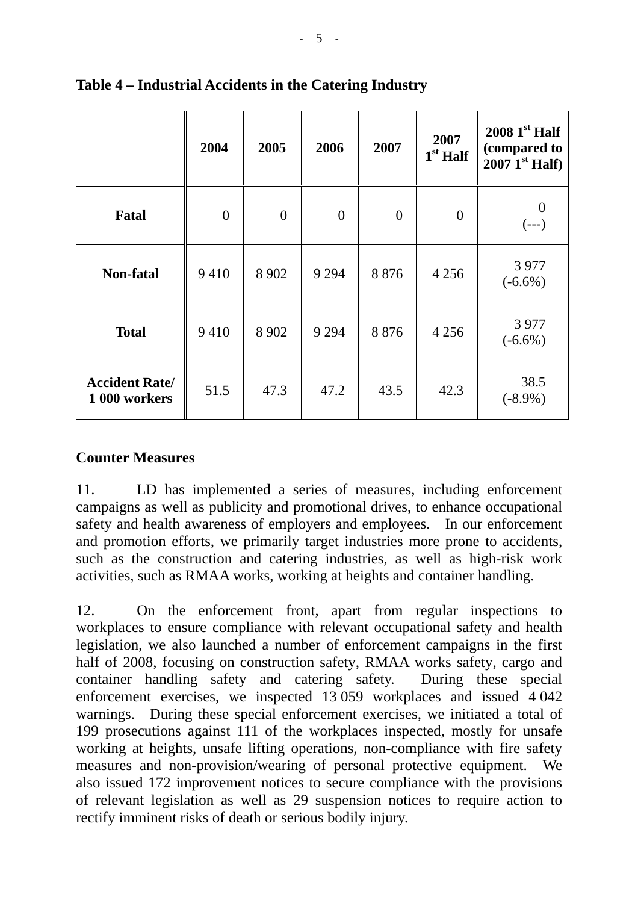**Table 4 – Industrial Accidents in the Catering Industry**

| | 2004 | 2005 | 2006 | 2007 | 2007 1st Half | 2008 1st Half (compared to 2007 1st Half) |
|---|---|---|---|---|---|---|
| **Fatal** | 0 | 0 | 0 | 0 | 0 | 0 (---) |
| **Non-fatal** | 9 410 | 8 902 | 9 294 | 8 876 | 4 256 | 3 977 (-6.6%) |
| **Total** | 9 410 | 8 902 | 9 294 | 8 876 | 4 256 | 3 977 (-6.6%) |
| **Accident Rate/ 1 000 workers** | 51.5 | 47.3 | 47.2 | 43.5 | 42.3 | 38.5 (-8.9%) |

**Counter Measures**

11. LD has implemented a series of measures, including enforcement campaigns as well as publicity and promotional drives, to enhance occupational safety and health awareness of employers and employees. In our enforcement and promotion efforts, we primarily target industries more prone to accidents, such as the construction and catering industries, as well as high-risk work activities, such as RMAA works, working at heights and container handling.

12. On the enforcement front, apart from regular inspections to workplaces to ensure compliance with relevant occupational safety and health legislation, we also launched a number of enforcement campaigns in the first half of 2008, focusing on construction safety, RMAA works safety, cargo and container handling safety and catering safety. During these special enforcement exercises, we inspected 13 059 workplaces and issued 4 042 warnings. During these special enforcement exercises, we initiated a total of 199 prosecutions against 111 of the workplaces inspected, mostly for unsafe working at heights, unsafe lifting operations, non-compliance with fire safety measures and non-provision/wearing of personal protective equipment. We also issued 172 improvement notices to secure compliance with the provisions of relevant legislation as well as 29 suspension notices to require action to rectify imminent risks of death or serious bodily injury.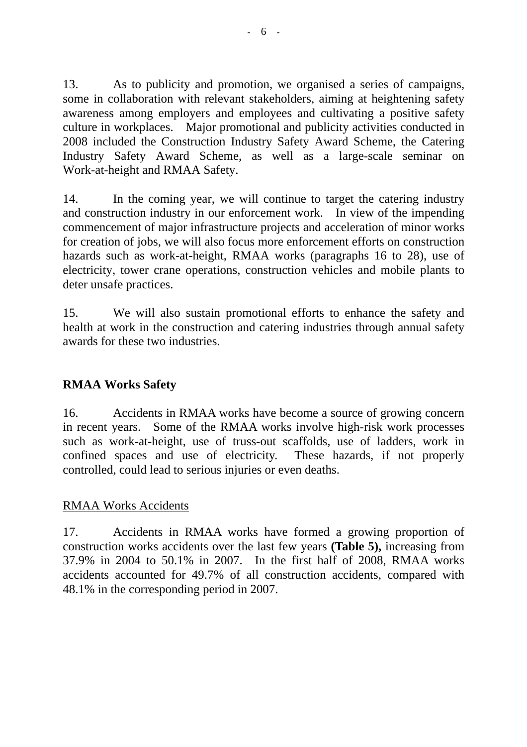13. As to publicity and promotion, we organised a series of campaigns, some in collaboration with relevant stakeholders, aiming at heightening safety awareness among employers and employees and cultivating a positive safety culture in workplaces. Major promotional and publicity activities conducted in 2008 included the Construction Industry Safety Award Scheme, the Catering Industry Safety Award Scheme, as well as a large-scale seminar on Work-at-height and RMAA Safety.

14. In the coming year, we will continue to target the catering industry and construction industry in our enforcement work. In view of the impending commencement of major infrastructure projects and acceleration of minor works for creation of jobs, we will also focus more enforcement efforts on construction hazards such as work-at-height, RMAA works (paragraphs 16 to 28), use of electricity, tower crane operations, construction vehicles and mobile plants to deter unsafe practices.

15. We will also sustain promotional efforts to enhance the safety and health at work in the construction and catering industries through annual safety awards for these two industries.

## RMAA Works Safety

16. Accidents in RMAA works have become a source of growing concern in recent years. Some of the RMAA works involve high-risk work processes such as work-at-height, use of truss-out scaffolds, use of ladders, work in confined spaces and use of electricity. These hazards, if not properly controlled, could lead to serious injuries or even deaths.

### RMAA Works Accidents

17. Accidents in RMAA works have formed a growing proportion of construction works accidents over the last few years **(Table 5),** increasing from 37.9% in 2004 to 50.1% in 2007. In the first half of 2008, RMAA works accidents accounted for 49.7% of all construction accidents, compared with 48.1% in the corresponding period in 2007.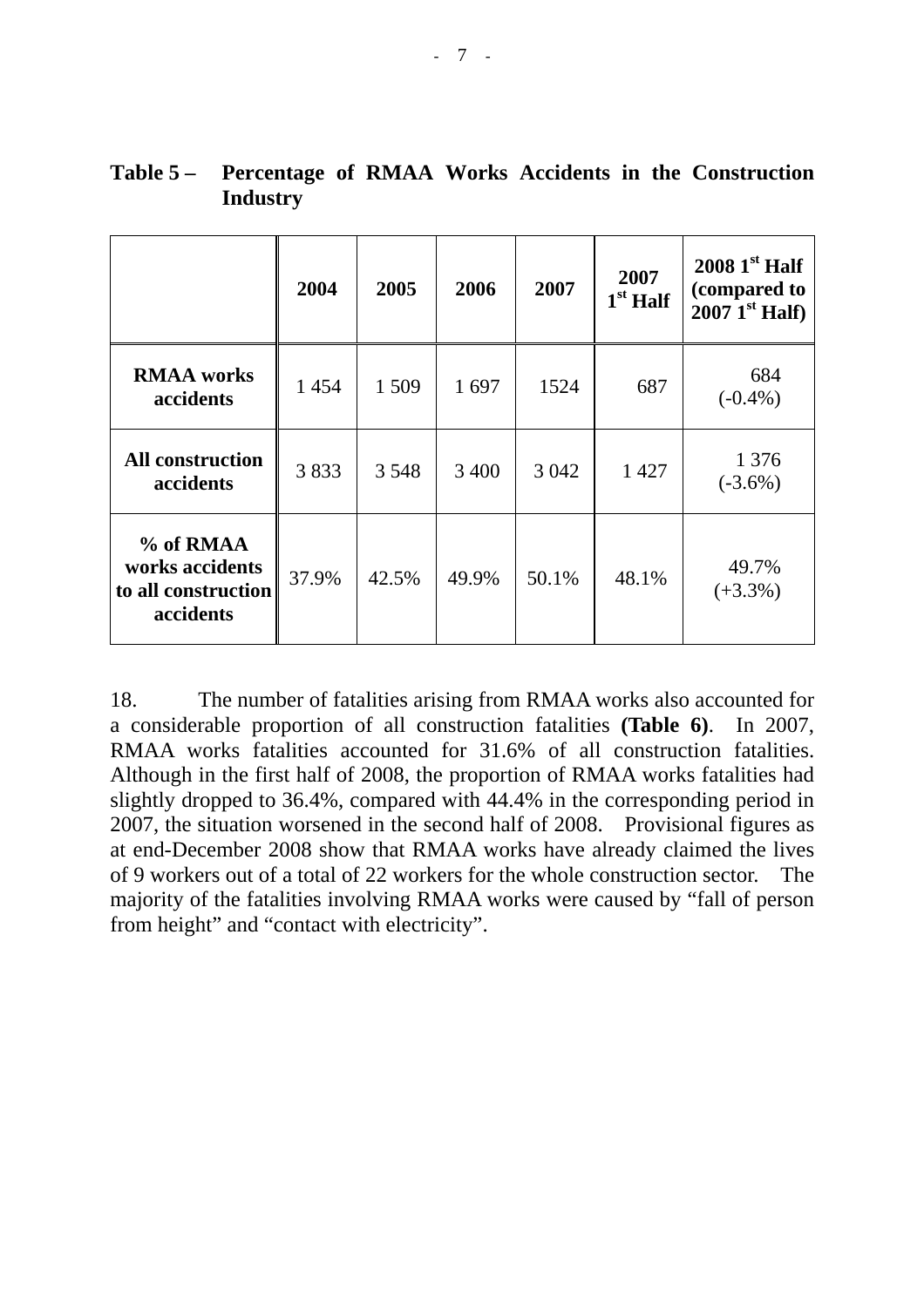**Table 5 – Percentage of RMAA Works Accidents in the Construction Industry**

| | 2004 | 2005 | 2006 | 2007 | 2007 1st Half | 2008 1st Half (compared to 2007 1st Half) |
|---|---|---|---|---|---|---|
| **RMAA works accidents** | 1 454 | 1 509 | 1 697 | 1524 | 687 | 684 (-0.4%) |
| **All construction accidents** | 3 833 | 3 548 | 3 400 | 3 042 | 1 427 | 1 376 (-3.6%) |
| **% of RMAA works accidents to all construction accidents** | 37.9% | 42.5% | 49.9% | 50.1% | 48.1% | 49.7% (+3.3%) |

18. The number of fatalities arising from RMAA works also accounted for a considerable proportion of all construction fatalities **(Table 6)**. In 2007, RMAA works fatalities accounted for 31.6% of all construction fatalities. Although in the first half of 2008, the proportion of RMAA works fatalities had slightly dropped to 36.4%, compared with 44.4% in the corresponding period in 2007, the situation worsened in the second half of 2008. Provisional figures as at end-December 2008 show that RMAA works have already claimed the lives of 9 workers out of a total of 22 workers for the whole construction sector. The majority of the fatalities involving RMAA works were caused by "fall of person from height" and "contact with electricity".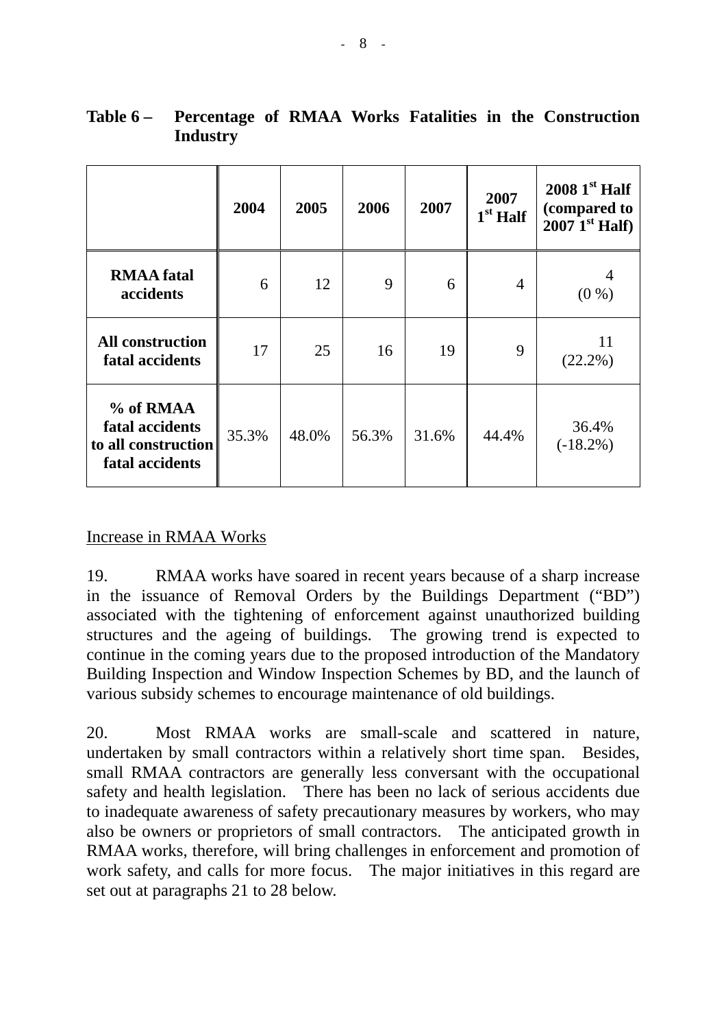**Table 6 – Percentage of RMAA Works Fatalities in the Construction Industry**

| | 2004 | 2005 | 2006 | 2007 | 2007 1st Half | 2008 1st Half (compared to 2007 1st Half) |
|---|---|---|---|---|---|---|
| **RMAA fatal accidents** | 6 | 12 | 9 | 6 | 4 | 4 (0 %) |
| **All construction fatal accidents** | 17 | 25 | 16 | 19 | 9 | 11 (22.2%) |
| **% of RMAA fatal accidents to all construction fatal accidents** | 35.3% | 48.0% | 56.3% | 31.6% | 44.4% | 36.4% (-18.2%) |

<u>Increase in RMAA Works</u>

19. RMAA works have soared in recent years because of a sharp increase in the issuance of Removal Orders by the Buildings Department ("BD") associated with the tightening of enforcement against unauthorized building structures and the ageing of buildings. The growing trend is expected to continue in the coming years due to the proposed introduction of the Mandatory Building Inspection and Window Inspection Schemes by BD, and the launch of various subsidy schemes to encourage maintenance of old buildings.

20. Most RMAA works are small-scale and scattered in nature, undertaken by small contractors within a relatively short time span. Besides, small RMAA contractors are generally less conversant with the occupational safety and health legislation. There has been no lack of serious accidents due to inadequate awareness of safety precautionary measures by workers, who may also be owners or proprietors of small contractors. The anticipated growth in RMAA works, therefore, will bring challenges in enforcement and promotion of work safety, and calls for more focus. The major initiatives in this regard are set out at paragraphs 21 to 28 below.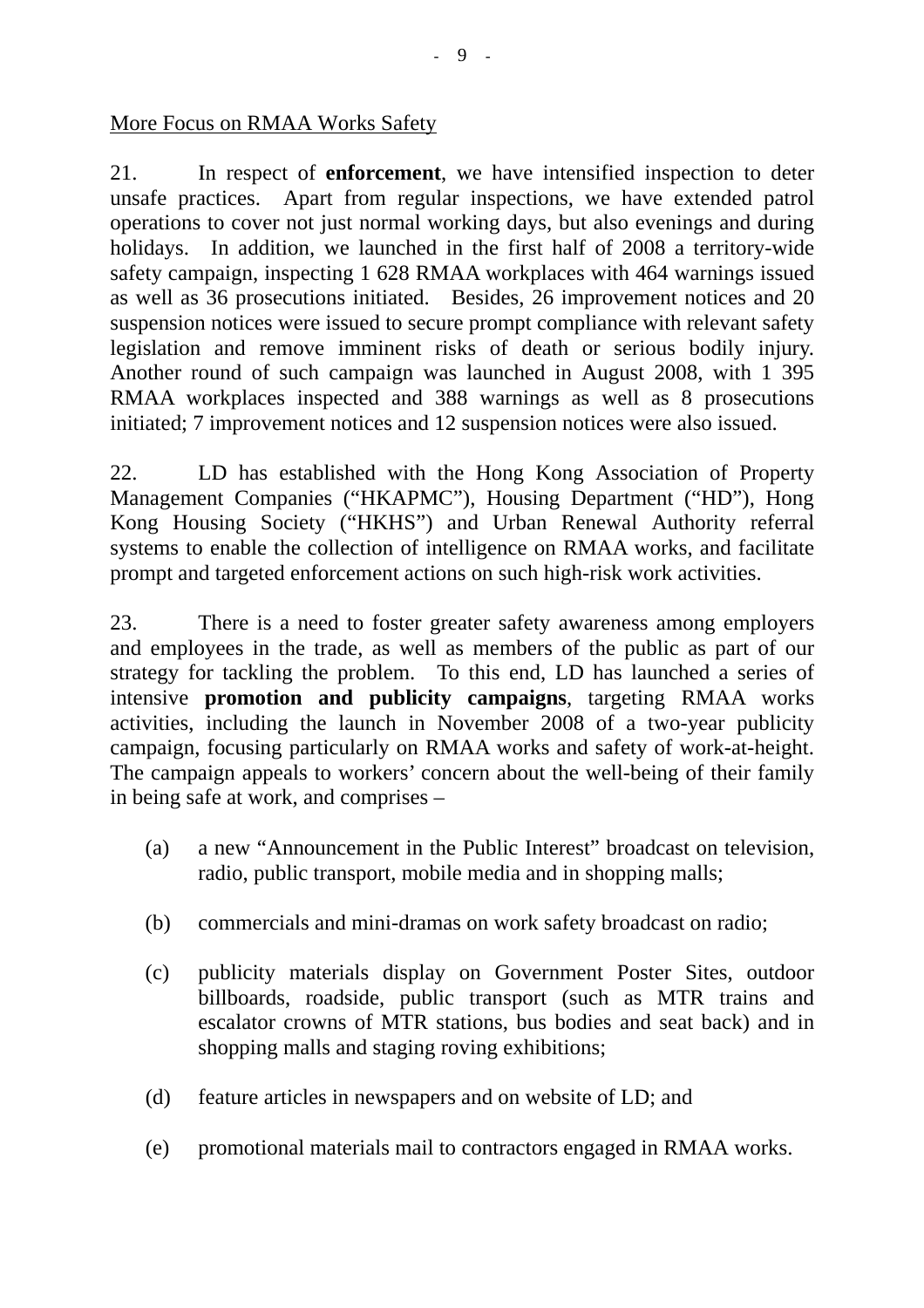More Focus on RMAA Works Safety

21. In respect of **enforcement**, we have intensified inspection to deter unsafe practices. Apart from regular inspections, we have extended patrol operations to cover not just normal working days, but also evenings and during holidays. In addition, we launched in the first half of 2008 a territory-wide safety campaign, inspecting 1 628 RMAA workplaces with 464 warnings issued as well as 36 prosecutions initiated. Besides, 26 improvement notices and 20 suspension notices were issued to secure prompt compliance with relevant safety legislation and remove imminent risks of death or serious bodily injury. Another round of such campaign was launched in August 2008, with 1 395 RMAA workplaces inspected and 388 warnings as well as 8 prosecutions initiated; 7 improvement notices and 12 suspension notices were also issued.

22. LD has established with the Hong Kong Association of Property Management Companies ("HKAPMC"), Housing Department ("HD"), Hong Kong Housing Society ("HKHS") and Urban Renewal Authority referral systems to enable the collection of intelligence on RMAA works, and facilitate prompt and targeted enforcement actions on such high-risk work activities.

23. There is a need to foster greater safety awareness among employers and employees in the trade, as well as members of the public as part of our strategy for tackling the problem. To this end, LD has launched a series of intensive **promotion and publicity campaigns**, targeting RMAA works activities, including the launch in November 2008 of a two-year publicity campaign, focusing particularly on RMAA works and safety of work-at-height. The campaign appeals to workers' concern about the well-being of their family in being safe at work, and comprises –

(a) a new "Announcement in the Public Interest" broadcast on television, radio, public transport, mobile media and in shopping malls;

(b) commercials and mini-dramas on work safety broadcast on radio;

(c) publicity materials display on Government Poster Sites, outdoor billboards, roadside, public transport (such as MTR trains and escalator crowns of MTR stations, bus bodies and seat back) and in shopping malls and staging roving exhibitions;

(d) feature articles in newspapers and on website of LD; and

(e) promotional materials mail to contractors engaged in RMAA works.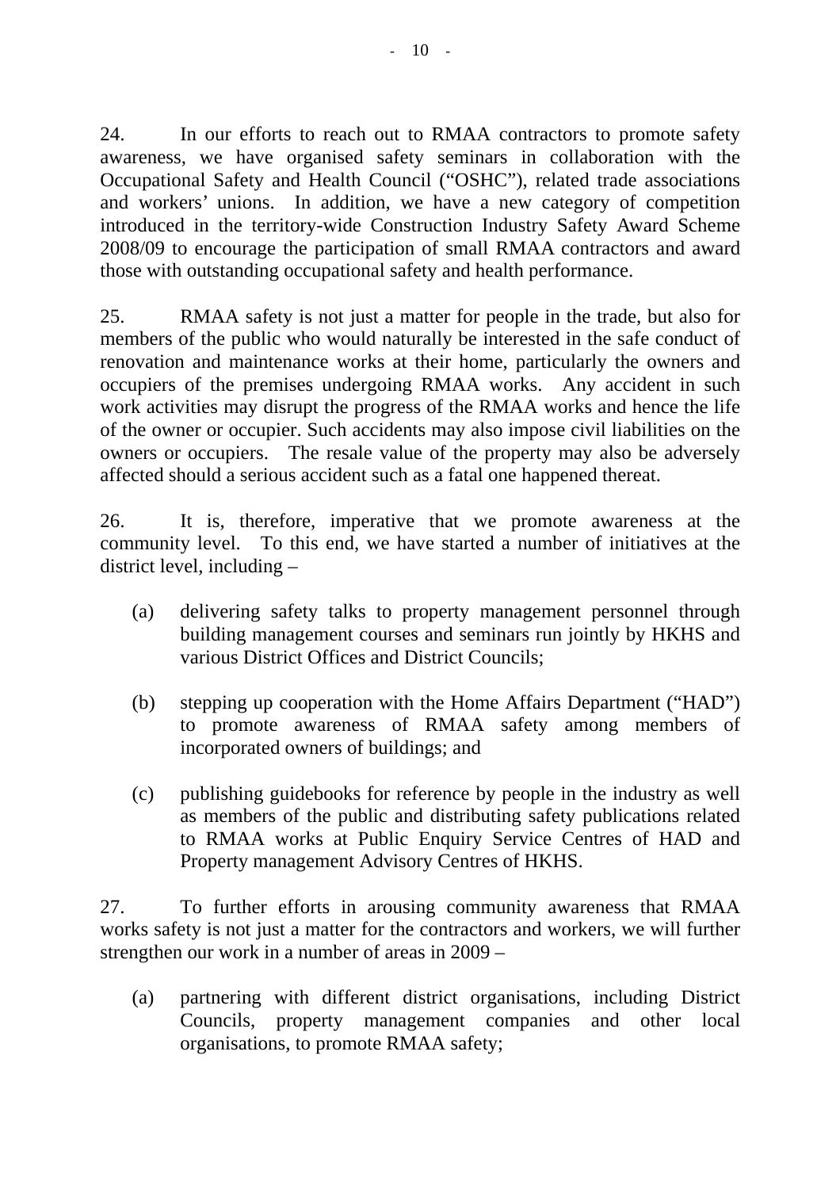24. In our efforts to reach out to RMAA contractors to promote safety awareness, we have organised safety seminars in collaboration with the Occupational Safety and Health Council ("OSHC"), related trade associations and workers' unions. In addition, we have a new category of competition introduced in the territory-wide Construction Industry Safety Award Scheme 2008/09 to encourage the participation of small RMAA contractors and award those with outstanding occupational safety and health performance.

25. RMAA safety is not just a matter for people in the trade, but also for members of the public who would naturally be interested in the safe conduct of renovation and maintenance works at their home, particularly the owners and occupiers of the premises undergoing RMAA works. Any accident in such work activities may disrupt the progress of the RMAA works and hence the life of the owner or occupier. Such accidents may also impose civil liabilities on the owners or occupiers. The resale value of the property may also be adversely affected should a serious accident such as a fatal one happened thereat.

26. It is, therefore, imperative that we promote awareness at the community level. To this end, we have started a number of initiatives at the district level, including –

(a) delivering safety talks to property management personnel through building management courses and seminars run jointly by HKHS and various District Offices and District Councils;

(b) stepping up cooperation with the Home Affairs Department ("HAD") to promote awareness of RMAA safety among members of incorporated owners of buildings; and

(c) publishing guidebooks for reference by people in the industry as well as members of the public and distributing safety publications related to RMAA works at Public Enquiry Service Centres of HAD and Property management Advisory Centres of HKHS.

27. To further efforts in arousing community awareness that RMAA works safety is not just a matter for the contractors and workers, we will further strengthen our work in a number of areas in 2009 –

(a) partnering with different district organisations, including District Councils, property management companies and other local organisations, to promote RMAA safety;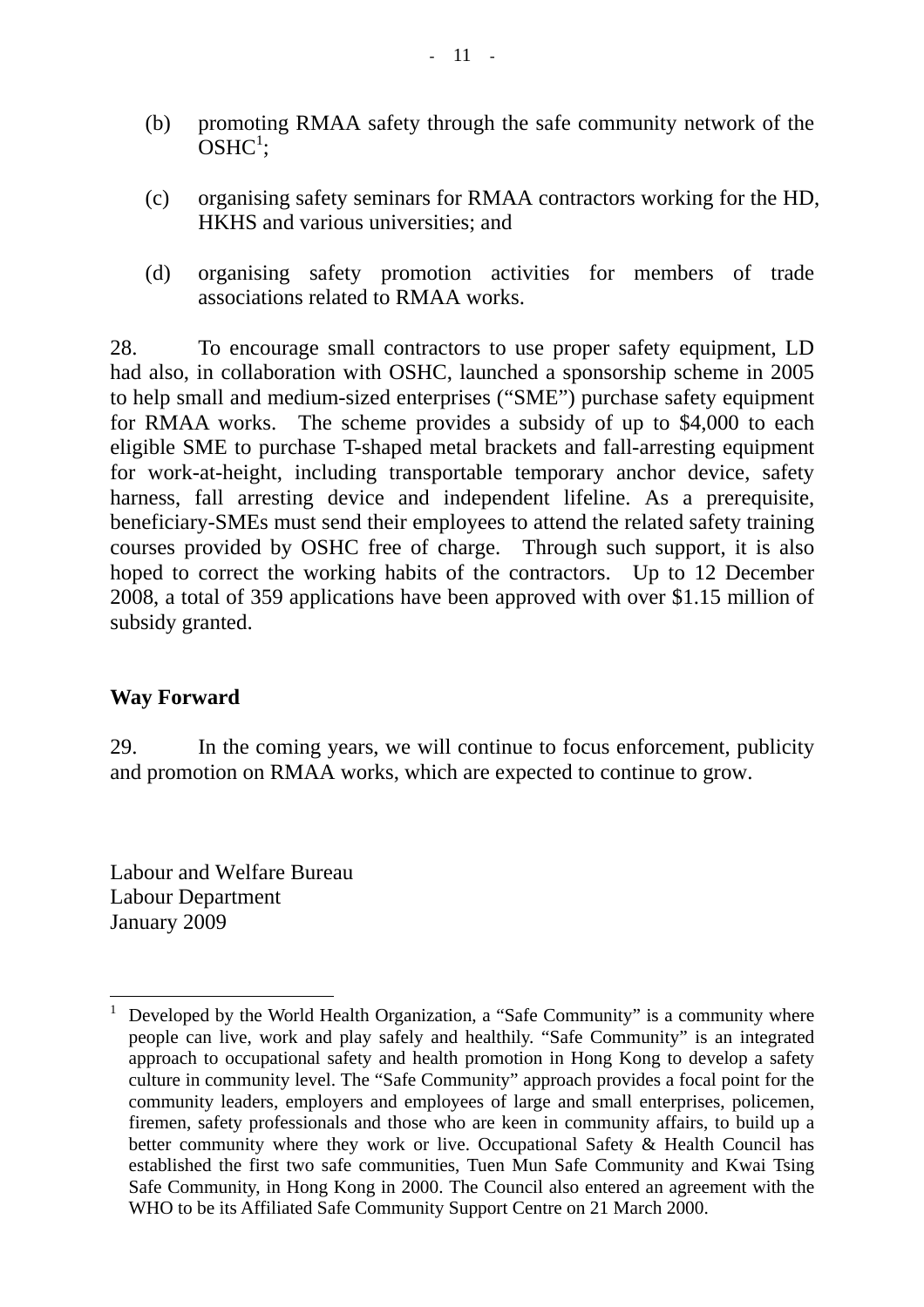(b) promoting RMAA safety through the safe community network of the OSHC[1];

(c) organising safety seminars for RMAA contractors working for the HD, HKHS and various universities; and

(d) organising safety promotion activities for members of trade associations related to RMAA works.

28. To encourage small contractors to use proper safety equipment, LD had also, in collaboration with OSHC, launched a sponsorship scheme in 2005 to help small and medium-sized enterprises ("SME") purchase safety equipment for RMAA works. The scheme provides a subsidy of up to $4,000 to each eligible SME to purchase T-shaped metal brackets and fall-arresting equipment for work-at-height, including transportable temporary anchor device, safety harness, fall arresting device and independent lifeline. As a prerequisite, beneficiary-SMEs must send their employees to attend the related safety training courses provided by OSHC free of charge. Through such support, it is also hoped to correct the working habits of the contractors. Up to 12 December 2008, a total of 359 applications have been approved with over $1.15 million of subsidy granted.

## Way Forward

29. In the coming years, we will continue to focus enforcement, publicity and promotion on RMAA works, which are expected to continue to grow.

Labour and Welfare Bureau
Labour Department
January 2009

---

[1] Developed by the World Health Organization, a "Safe Community" is a community where people can live, work and play safely and healthily. "Safe Community" is an integrated approach to occupational safety and health promotion in Hong Kong to develop a safety culture in community level. The "Safe Community" approach provides a focal point for the community leaders, employers and employees of large and small enterprises, policemen, firemen, safety professionals and those who are keen in community affairs, to build up a better community where they work or live. Occupational Safety & Health Council has established the first two safe communities, Tuen Mun Safe Community and Kwai Tsing Safe Community, in Hong Kong in 2000. The Council also entered an agreement with the WHO to be its Affiliated Safe Community Support Centre on 21 March 2000.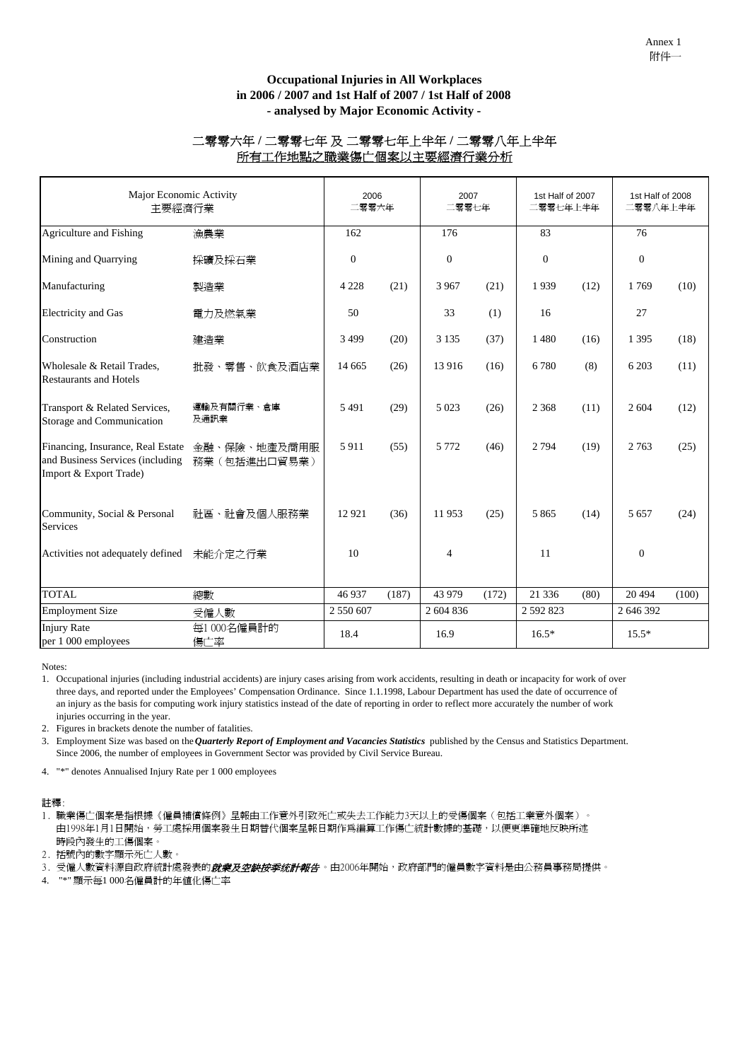Annex 1
附件一

**Occupational Injuries in All Workplaces**
**in 2006 / 2007 and 1st Half of 2007 / 1st Half of 2008**
**- analysed by Major Economic Activity -**

二零零六年 / 二零零七年 及 二零零七年上半年 / 二零零八年上半年
所有工作地點之職業傷亡個案以主要經濟行業分析

| Major Economic Activity | 主要經濟行業 | 2006 二零零六年 | | 2007 二零零七年 | | 1st Half of 2007 二零零七年上半年 | | 1st Half of 2008 二零零八年上半年 | |
|---|---|---|---|---|---|---|---|---|---|
| Agriculture and Fishing | 漁農業 | 162 | | 176 | | 83 | | 76 | |
| Mining and Quarrying | 採礦及採石業 | 0 | | 0 | | 0 | | 0 | |
| Manufacturing | 製造業 | 4 228 | (21) | 3 967 | (21) | 1 939 | (12) | 1 769 | (10) |
| Electricity and Gas | 電力及燃氣業 | 50 | | 33 | (1) | 16 | | 27 | |
| Construction | 建造業 | 3 499 | (20) | 3 135 | (37) | 1 480 | (16) | 1 395 | (18) |
| Wholesale & Retail Trades, Restaurants and Hotels | 批發、零售、飲食及酒店業 | 14 665 | (26) | 13 916 | (16) | 6 780 | (8) | 6 203 | (11) |
| Transport & Related Services, Storage and Communication | 運輸及有關行業、倉庫及通訊業 | 5 491 | (29) | 5 023 | (26) | 2 368 | (11) | 2 604 | (12) |
| Financing, Insurance, Real Estate and Business Services (including Import & Export Trade) | 金融、保險、地產及商用服務業（包括進出口貿易業） | 5 911 | (55) | 5 772 | (46) | 2 794 | (19) | 2 763 | (25) |
| Community, Social & Personal Services | 社區、社會及個人服務業 | 12 921 | (36) | 11 953 | (25) | 5 865 | (14) | 5 657 | (24) |
| Activities not adequately defined | 未能介定之行業 | 10 | | 4 | | 11 | | 0 | |
| TOTAL | 總數 | 46 937 | (187) | 43 979 | (172) | 21 336 | (80) | 20 494 | (100) |
| Employment Size | 受僱人數 | 2 550 607 | | 2 604 836 | | 2 592 823 | | 2 646 392 | |
| Injury Rate per 1 000 employees | 每1 000名僱員計的傷亡率 | 18.4 | | 16.9 | | 16.5* | | 15.5* | |

Notes:

1. Occupational injuries (including industrial accidents) are injury cases arising from work accidents, resulting in death or incapacity for work of over three days, and reported under the Employees' Compensation Ordinance. Since 1.1.1998, Labour Department has used the date of occurrence of an injury as the basis for computing work injury statistics instead of the date of reporting in order to reflect more accurately the number of work injuries occurring in the year.
2. Figures in brackets denote the number of fatalities.
3. Employment Size was based on the ***Quarterly Report of Employment and Vacancies Statistics*** published by the Census and Statistics Department. Since 2006, the number of employees in Government Sector was provided by Civil Service Bureau.
4. "*" denotes Annualised Injury Rate per 1 000 employees

註釋:

1. 職業傷亡個案是指根據《僱員補償條例》呈報由工作意外引致死亡或失去工作能力3天以上的受傷個案（包括工業意外個案）。由1998年1月1日開始，勞工處採用個案發生日期替代個案呈報日期作爲編算工作傷亡統計數據的基礎，以便更準確地反映所述時段內發生的工傷個案。
2. 括號內的數字顯示死亡人數。
3. 受僱人數資料源自政府統計處發表的***就業及空缺按季統計報告***。由2006年開始，政府部門的僱員數字資料是由公務員事務局提供。
4. "*" 顯示每1 000名僱員計的年值化傷亡率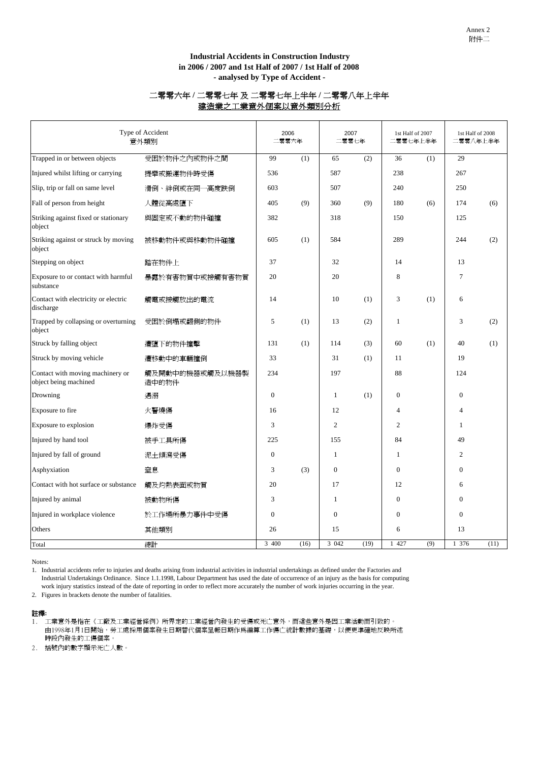Annex 2
附件二

**Industrial Accidents in Construction Industry**
**in 2006 / 2007 and 1st Half of 2007 / 1st Half of 2008**
**- analysed by Type of Accident -**

二零零六年 / 二零零七年 及 二零零七年上半年 / 二零零八年上半年
建造業之工業意外個案以意外類別分析

| Type of Accident | 意外類別 | 2006 二零零六年 | | 2007 二零零七年 | | 1st Half of 2007 二零零七年上半年 | | 1st Half of 2008 二零零八年上半年 | |
|---|---|---|---|---|---|---|---|---|---|
| Trapped in or between objects | 受困於物件之內或物件之間 | 99 | (1) | 65 | (2) | 36 | (1) | 29 | |
| Injured whilst lifting or carrying | 提舉或搬運物件時受傷 | 536 | | 587 | | 238 | | 267 | |
| Slip, trip or fall on same level | 滑倒、絆倒或在同一高度跌倒 | 603 | | 507 | | 240 | | 250 | |
| Fall of person from height | 人體從高處墮下 | 405 | (9) | 360 | (9) | 180 | (6) | 174 | (6) |
| Striking against fixed or stationary object | 與固定或不動的物件碰撞 | 382 | | 318 | | 150 | | 125 | |
| Striking against or struck by moving object | 被移動物件或與移動物件碰撞 | 605 | (1) | 584 | | 289 | | 244 | (2) |
| Stepping on object | 踏在物件上 | 37 | | 32 | | 14 | | 13 | |
| Exposure to or contact with harmful substance | 暴露於有害物質中或接觸有害物質 | 20 | | 20 | | 8 | | 7 | |
| Contact with electricity or electric discharge | 觸電或接觸放出的電流 | 14 | | 10 | (1) | 3 | (1) | 6 | |
| Trapped by collapsing or overturning object | 受困於倒塌或翻側的物件 | 5 | (1) | 13 | (2) | 1 | | 3 | (2) |
| Struck by falling object | 遭墮下的物件撞擊 | 131 | (1) | 114 | (3) | 60 | (1) | 40 | (1) |
| Struck by moving vehicle | 遭移動中的車輛撞倒 | 33 | | 31 | (1) | 11 | | 19 | |
| Contact with moving machinery or object being machined | 觸及開動中的機器或觸及以機器製造中的物件 | 234 | | 197 | | 88 | | 124 | |
| Drowning | 遇溺 | 0 | | 1 | (1) | 0 | | 0 | |
| Exposure to fire | 火警燒傷 | 16 | | 12 | | 4 | | 4 | |
| Exposure to explosion | 爆炸受傷 | 3 | | 2 | | 2 | | 1 | |
| Injured by hand tool | 被手工具所傷 | 225 | | 155 | | 84 | | 49 | |
| Injured by fall of ground | 泥土傾瀉受傷 | 0 | | 1 | | 1 | | 2 | |
| Asphyxiation | 窒息 | 3 | (3) | 0 | | 0 | | 0 | |
| Contact with hot surface or substance | 觸及灼熱表面或物質 | 20 | | 17 | | 12 | | 6 | |
| Injured by animal | 被動物所傷 | 3 | | 1 | | 0 | | 0 | |
| Injured in workplace violence | 於工作場所暴力事件中受傷 | 0 | | 0 | | 0 | | 0 | |
| Others | 其他類別 | 26 | | 15 | | 6 | | 13 | |
| Total | 總計 | 3 400 | (16) | 3 042 | (19) | 1 427 | (9) | 1 376 | (11) |

Notes:

1. Industrial accidents refer to injuries and deaths arising from industrial activities in industrial undertakings as defined under the Factories and Industrial Undertakings Ordinance. Since 1.1.1998, Labour Department has used the date of occurrence of an injury as the basis for computing work injury statistics instead of the date of reporting in order to reflect more accurately the number of work injuries occurring in the year.
2. Figures in brackets denote the number of fatalities.

**註釋:**

1. 工業意外是指在《工廠及工業經營條例》所界定的工業經營內發生的受傷或死亡意外，而這些意外是因工業活動而引致的。由1998年1月1日開始，勞工處採用個案發生日期替代個案呈報日期作爲編算工作傷亡統計數據的基礎，以便更準確地反映所述時段內發生的工傷個案。
2. 括號內的數字顯示死亡人數。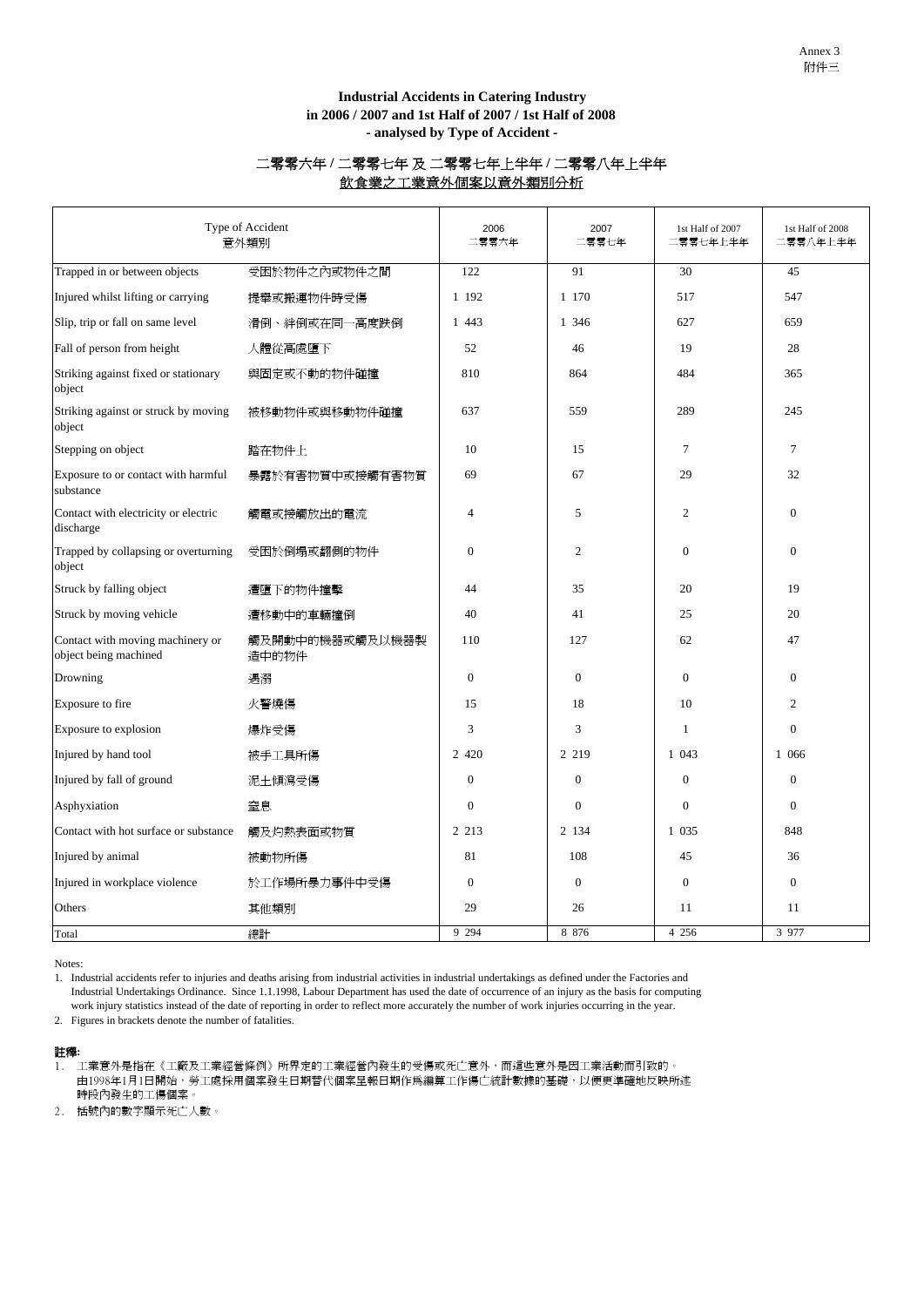Annex 3
附件三

**Industrial Accidents in Catering Industry**
**in 2006 / 2007 and 1st Half of 2007 / 1st Half of 2008**
**- analysed by Type of Accident -**

二零零六年 / 二零零七年 及 二零零七年上半年 / 二零零八年上半年
飲食業之工業意外個案以意外類別分析

| Type of Accident | 意外類別 | 2006 二零零六年 | 2007 二零零七年 | 1st Half of 2007 二零零七年上半年 | 1st Half of 2008 二零零八年上半年 |
|---|---|---|---|---|---|
| Trapped in or between objects | 受困於物件之內或物件之間 | 122 | 91 | 30 | 45 |
| Injured whilst lifting or carrying | 提舉或搬運物件時受傷 | 1 192 | 1 170 | 517 | 547 |
| Slip, trip or fall on same level | 滑倒、絆倒或在同一高度跌倒 | 1 443 | 1 346 | 627 | 659 |
| Fall of person from height | 人體從高處墮下 | 52 | 46 | 19 | 28 |
| Striking against fixed or stationary object | 與固定或不動的物件碰撞 | 810 | 864 | 484 | 365 |
| Striking against or struck by moving object | 被移動物件或與移動物件碰撞 | 637 | 559 | 289 | 245 |
| Stepping on object | 踏在物件上 | 10 | 15 | 7 | 7 |
| Exposure to or contact with harmful substance | 暴露於有害物質中或接觸有害物質 | 69 | 67 | 29 | 32 |
| Contact with electricity or electric discharge | 觸電或接觸放出的電流 | 4 | 5 | 2 | 0 |
| Trapped by collapsing or overturning object | 受困於倒塌或翻側的物件 | 0 | 2 | 0 | 0 |
| Struck by falling object | 遭墮下的物件撞擊 | 44 | 35 | 20 | 19 |
| Struck by moving vehicle | 遭移動中的車輛撞倒 | 40 | 41 | 25 | 20 |
| Contact with moving machinery or object being machined | 觸及開動中的機器或觸及以機器製造中的物件 | 110 | 127 | 62 | 47 |
| Drowning | 遇溺 | 0 | 0 | 0 | 0 |
| Exposure to fire | 火警燒傷 | 15 | 18 | 10 | 2 |
| Exposure to explosion | 爆炸受傷 | 3 | 3 | 1 | 0 |
| Injured by hand tool | 被手工具所傷 | 2 420 | 2 219 | 1 043 | 1 066 |
| Injured by fall of ground | 泥土傾瀉受傷 | 0 | 0 | 0 | 0 |
| Asphyxiation | 窒息 | 0 | 0 | 0 | 0 |
| Contact with hot surface or substance | 觸及灼熱表面或物質 | 2 213 | 2 134 | 1 035 | 848 |
| Injured by animal | 被動物所傷 | 81 | 108 | 45 | 36 |
| Injured in workplace violence | 於工作場所暴力事件中受傷 | 0 | 0 | 0 | 0 |
| Others | 其他類別 | 29 | 26 | 11 | 11 |
| Total | 總計 | 9 294 | 8 876 | 4 256 | 3 977 |

Notes:

1. Industrial accidents refer to injuries and deaths arising from industrial activities in industrial undertakings as defined under the Factories and Industrial Undertakings Ordinance. Since 1.1.1998, Labour Department has used the date of occurrence of an injury as the basis for computing work injury statistics instead of the date of reporting in order to reflect more accurately the number of work injuries occurring in the year.
2. Figures in brackets denote the number of fatalities.

**註釋:**

1. 工業意外是指在《工廠及工業經營條例》所界定的工業經營內發生的受傷或死亡意外，而這些意外是因工業活動而引致的。由1998年1月1日開始，勞工處採用個案發生日期替代個案呈報日期作爲編算工作傷亡統計數據的基礎，以便更準確地反映所述時段內發生的工傷個案。
2. 括號內的數字顯示死亡人數。